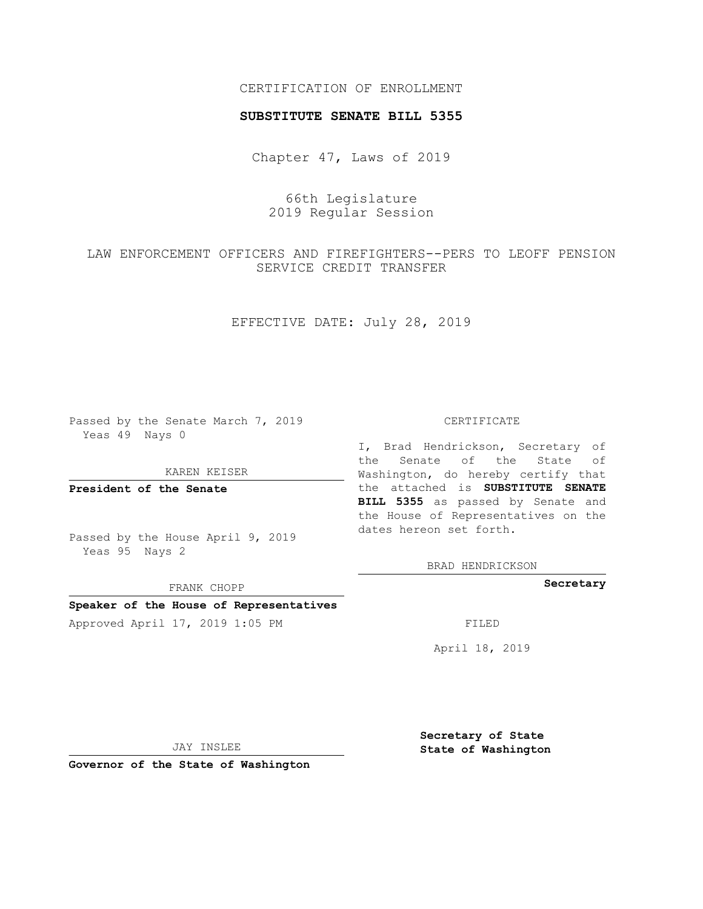CERTIFICATION OF ENROLLMENT

**SUBSTITUTE SENATE BILL 5355**

Chapter 47, Laws of 2019

66th Legislature
2019 Regular Session

LAW ENFORCEMENT OFFICERS AND FIREFIGHTERS--PERS TO LEOFF PENSION SERVICE CREDIT TRANSFER

EFFECTIVE DATE: July 28, 2019

Passed by the Senate March 7, 2019
Yeas 49 Nays 0

KAREN KEISER

**President of the Senate**

Passed by the House April 9, 2019
Yeas 95 Nays 2

FRANK CHOPP

**Speaker of the House of Representatives**

Approved April 17, 2019 1:05 PM

JAY INSLEE

**Governor of the State of Washington**

CERTIFICATE

I, Brad Hendrickson, Secretary of the Senate of the State of Washington, do hereby certify that the attached is **SUBSTITUTE SENATE BILL 5355** as passed by Senate and the House of Representatives on the dates hereon set forth.

BRAD HENDRICKSON

**Secretary**

FILED

April 18, 2019

**Secretary of State**
**State of Washington**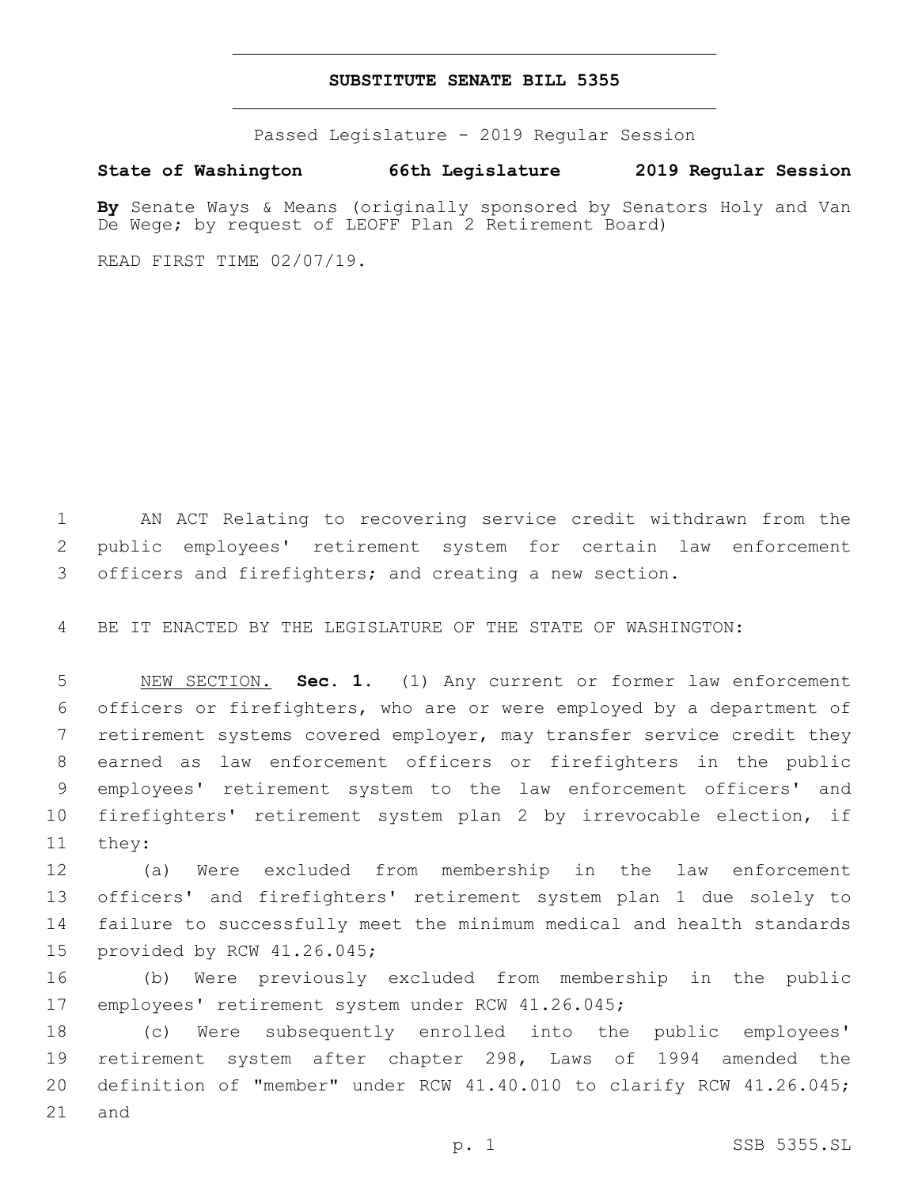# SUBSTITUTE SENATE BILL 5355

Passed Legislature - 2019 Regular Session

**State of Washington 66th Legislature 2019 Regular Session**

**By** Senate Ways & Means (originally sponsored by Senators Holy and Van De Wege; by request of LEOFF Plan 2 Retirement Board)

READ FIRST TIME 02/07/19.

AN ACT Relating to recovering service credit withdrawn from the public employees' retirement system for certain law enforcement officers and firefighters; and creating a new section.

BE IT ENACTED BY THE LEGISLATURE OF THE STATE OF WASHINGTON:

NEW SECTION. **Sec. 1.** (1) Any current or former law enforcement officers or firefighters, who are or were employed by a department of retirement systems covered employer, may transfer service credit they earned as law enforcement officers or firefighters in the public employees' retirement system to the law enforcement officers' and firefighters' retirement system plan 2 by irrevocable election, if they:

(a) Were excluded from membership in the law enforcement officers' and firefighters' retirement system plan 1 due solely to failure to successfully meet the minimum medical and health standards provided by RCW 41.26.045;

(b) Were previously excluded from membership in the public employees' retirement system under RCW 41.26.045;

(c) Were subsequently enrolled into the public employees' retirement system after chapter 298, Laws of 1994 amended the definition of "member" under RCW 41.40.010 to clarify RCW 41.26.045; and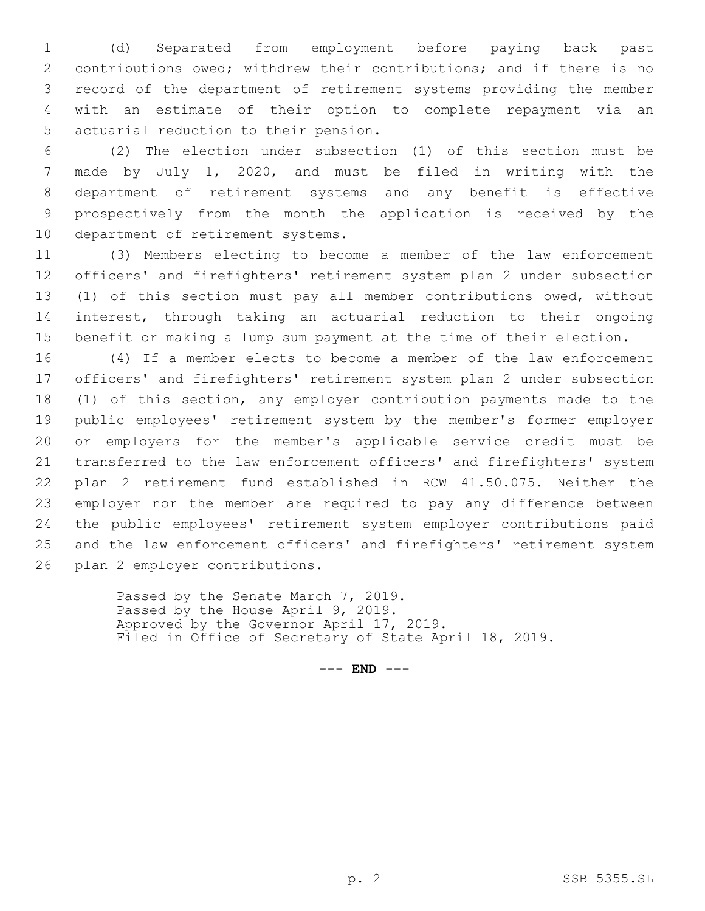(d) Separated from employment before paying back past contributions owed; withdrew their contributions; and if there is no record of the department of retirement systems providing the member with an estimate of their option to complete repayment via an actuarial reduction to their pension.

(2) The election under subsection (1) of this section must be made by July 1, 2020, and must be filed in writing with the department of retirement systems and any benefit is effective prospectively from the month the application is received by the department of retirement systems.

(3) Members electing to become a member of the law enforcement officers' and firefighters' retirement system plan 2 under subsection (1) of this section must pay all member contributions owed, without interest, through taking an actuarial reduction to their ongoing benefit or making a lump sum payment at the time of their election.

(4) If a member elects to become a member of the law enforcement officers' and firefighters' retirement system plan 2 under subsection (1) of this section, any employer contribution payments made to the public employees' retirement system by the member's former employer or employers for the member's applicable service credit must be transferred to the law enforcement officers' and firefighters' system plan 2 retirement fund established in RCW 41.50.075. Neither the employer nor the member are required to pay any difference between the public employees' retirement system employer contributions paid and the law enforcement officers' and firefighters' retirement system plan 2 employer contributions.

Passed by the Senate March 7, 2019.
Passed by the House April 9, 2019.
Approved by the Governor April 17, 2019.
Filed in Office of Secretary of State April 18, 2019.

**--- END ---**